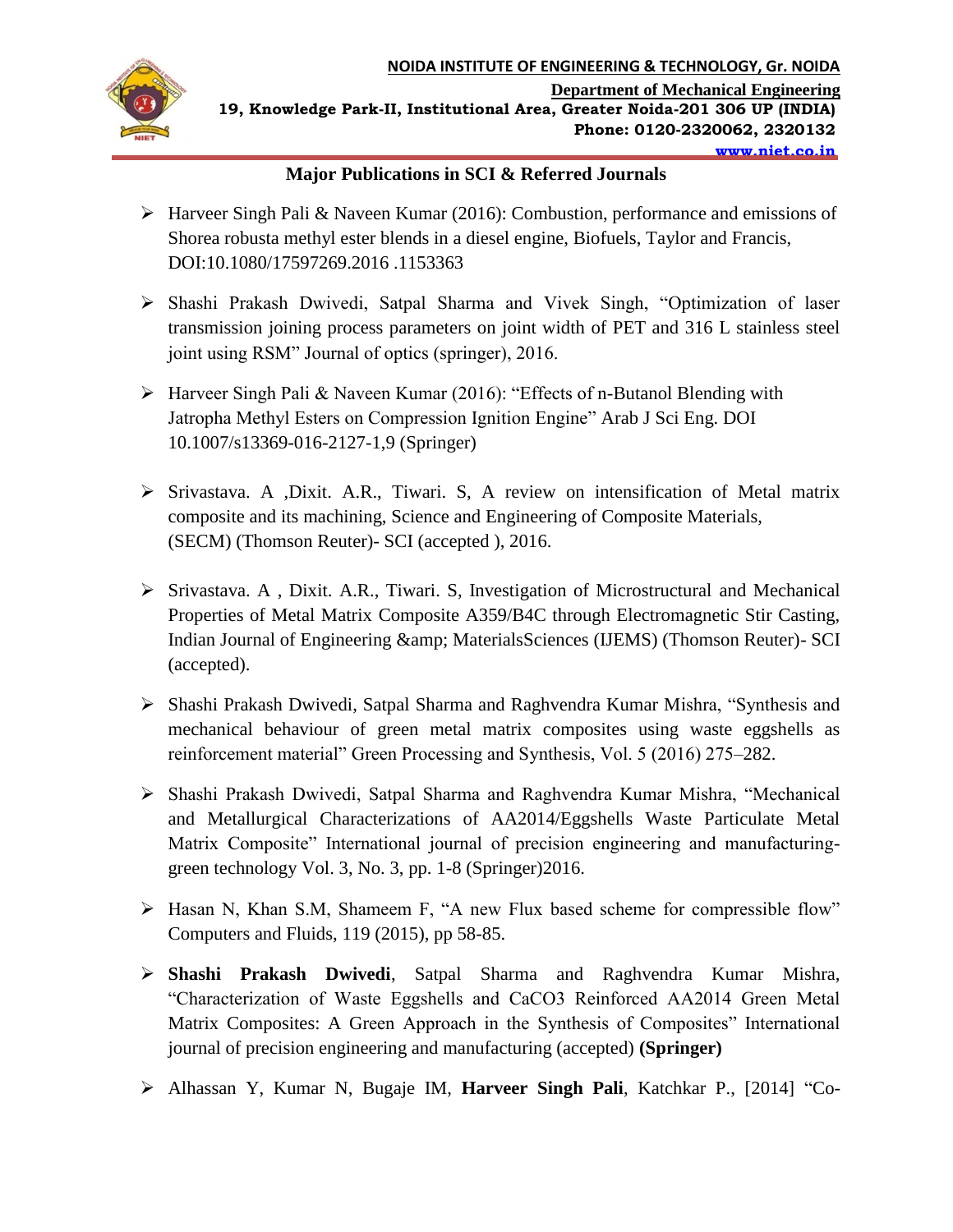NOIDA INSTITUTE OF ENGINEERING & TECHNOLOGY, Gr. NOIDA

Department of Mechanical Engineering

19, Knowledge Park-II, Institutional Area, Greater Noida-201 306 UP (INDIA)

Phone: 0120-2320062, 2320132

www.niet.co.in

## Major Publications in SCI & Referred Journals

- Harveer Singh Pali & Naveen Kumar (2016): Combustion, performance and emissions of Shorea robusta methyl ester blends in a diesel engine, Biofuels, Taylor and Francis, DOI:10.1080/17597269.2016 .1153363
- Shashi Prakash Dwivedi, Satpal Sharma and Vivek Singh, "Optimization of laser transmission joining process parameters on joint width of PET and 316 L stainless steel joint using RSM" Journal of optics (springer), 2016.
- Harveer Singh Pali & Naveen Kumar (2016): "Effects of n-Butanol Blending with Jatropha Methyl Esters on Compression Ignition Engine" Arab J Sci Eng. DOI 10.1007/s13369-016-2127-1,9 (Springer)
- Srivastava. A ,Dixit. A.R., Tiwari. S, A review on intensification of Metal matrix composite and its machining, Science and Engineering of Composite Materials, (SECM) (Thomson Reuter)- SCI (accepted ), 2016.
- Srivastava. A , Dixit. A.R., Tiwari. S, Investigation of Microstructural and Mechanical Properties of Metal Matrix Composite A359/B4C through Electromagnetic Stir Casting, Indian Journal of Engineering &amp; MaterialsSciences (IJEMS) (Thomson Reuter)- SCI (accepted).
- Shashi Prakash Dwivedi, Satpal Sharma and Raghvendra Kumar Mishra, "Synthesis and mechanical behaviour of green metal matrix composites using waste eggshells as reinforcement material" Green Processing and Synthesis, Vol. 5 (2016) 275–282.
- Shashi Prakash Dwivedi, Satpal Sharma and Raghvendra Kumar Mishra, "Mechanical and Metallurgical Characterizations of AA2014/Eggshells Waste Particulate Metal Matrix Composite" International journal of precision engineering and manufacturing-green technology Vol. 3, No. 3, pp. 1-8 (Springer)2016.
- Hasan N, Khan S.M, Shameem F, "A new Flux based scheme for compressible flow" Computers and Fluids, 119 (2015), pp 58-85.
- **Shashi Prakash Dwivedi**, Satpal Sharma and Raghvendra Kumar Mishra, "Characterization of Waste Eggshells and $CaCO_3$ Reinforced AA2014 Green Metal Matrix Composites: A Green Approach in the Synthesis of Composites" International journal of precision engineering and manufacturing (accepted) **(Springer)**
- Alhassan Y, Kumar N, Bugaje IM, **Harveer Singh Pali**, Katchkar P., [2014] "Co-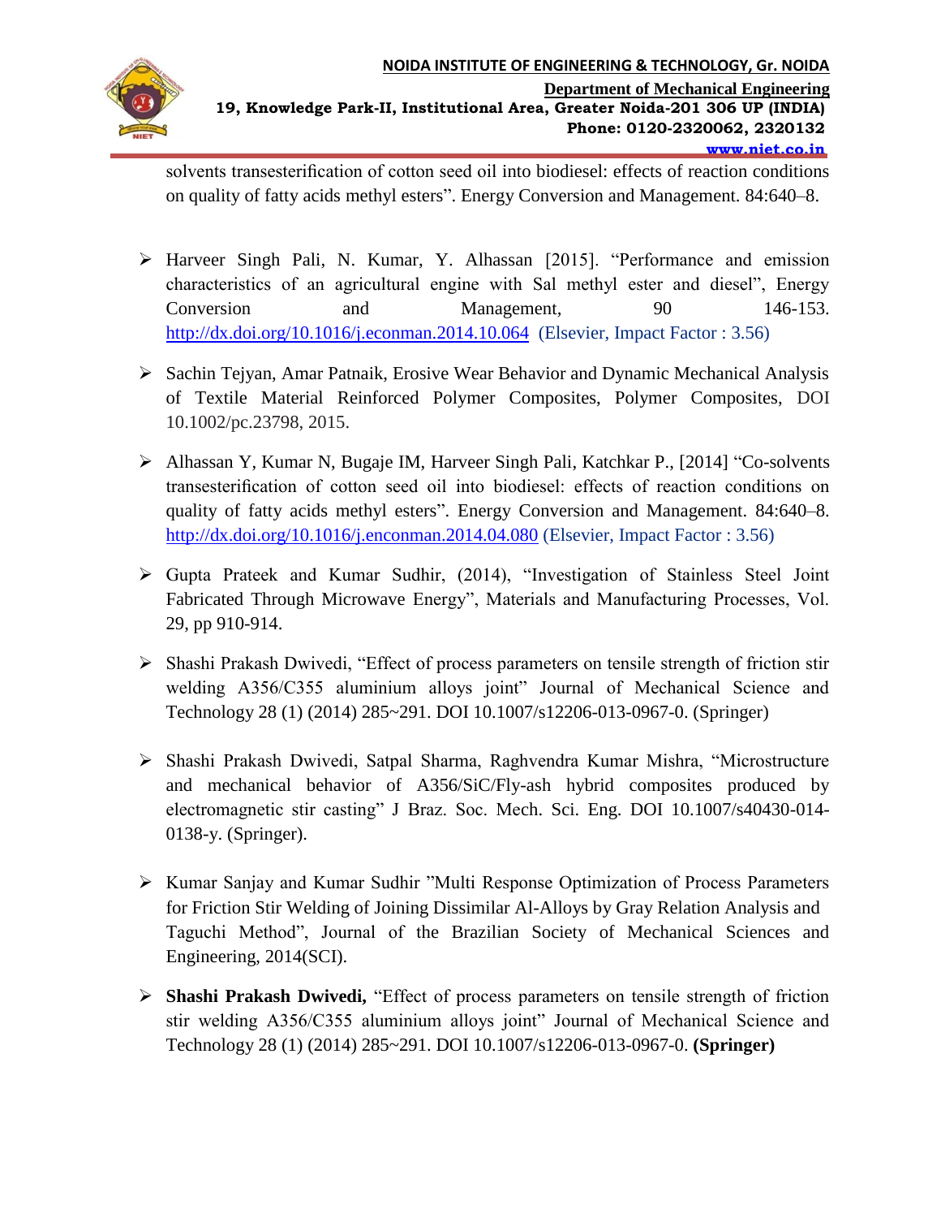solvents transesterification of cotton seed oil into biodiesel: effects of reaction conditions on quality of fatty acids methyl esters". Energy Conversion and Management. 84:640–8.

- Harveer Singh Pali, N. Kumar, Y. Alhassan [2015]. "Performance and emission characteristics of an agricultural engine with Sal methyl ester and diesel", Energy Conversion and Management, 90 146-153. http://dx.doi.org/10.1016/j.econman.2014.10.064 (Elsevier, Impact Factor : 3.56)

- Sachin Tejyan, Amar Patnaik, Erosive Wear Behavior and Dynamic Mechanical Analysis of Textile Material Reinforced Polymer Composites, Polymer Composites, DOI 10.1002/pc.23798, 2015.

- Alhassan Y, Kumar N, Bugaje IM, Harveer Singh Pali, Katchkar P., [2014] "Co-solvents transesterification of cotton seed oil into biodiesel: effects of reaction conditions on quality of fatty acids methyl esters". Energy Conversion and Management. 84:640–8. http://dx.doi.org/10.1016/j.enconman.2014.04.080 (Elsevier, Impact Factor : 3.56)

- Gupta Prateek and Kumar Sudhir, (2014), "Investigation of Stainless Steel Joint Fabricated Through Microwave Energy", Materials and Manufacturing Processes, Vol. 29, pp 910-914.

- Shashi Prakash Dwivedi, "Effect of process parameters on tensile strength of friction stir welding A356/C355 aluminium alloys joint" Journal of Mechanical Science and Technology 28 (1) (2014) 285~291. DOI 10.1007/s12206-013-0967-0. (Springer)

- Shashi Prakash Dwivedi, Satpal Sharma, Raghvendra Kumar Mishra, "Microstructure and mechanical behavior of A356/SiC/Fly-ash hybrid composites produced by electromagnetic stir casting" J Braz. Soc. Mech. Sci. Eng. DOI 10.1007/s40430-014-0138-y. (Springer).

- Kumar Sanjay and Kumar Sudhir "Multi Response Optimization of Process Parameters for Friction Stir Welding of Joining Dissimilar Al-Alloys by Gray Relation Analysis and Taguchi Method", Journal of the Brazilian Society of Mechanical Sciences and Engineering, 2014(SCI).

- **Shashi Prakash Dwivedi,** "Effect of process parameters on tensile strength of friction stir welding A356/C355 aluminium alloys joint" Journal of Mechanical Science and Technology 28 (1) (2014) 285~291. DOI 10.1007/s12206-013-0967-0. **(Springer)**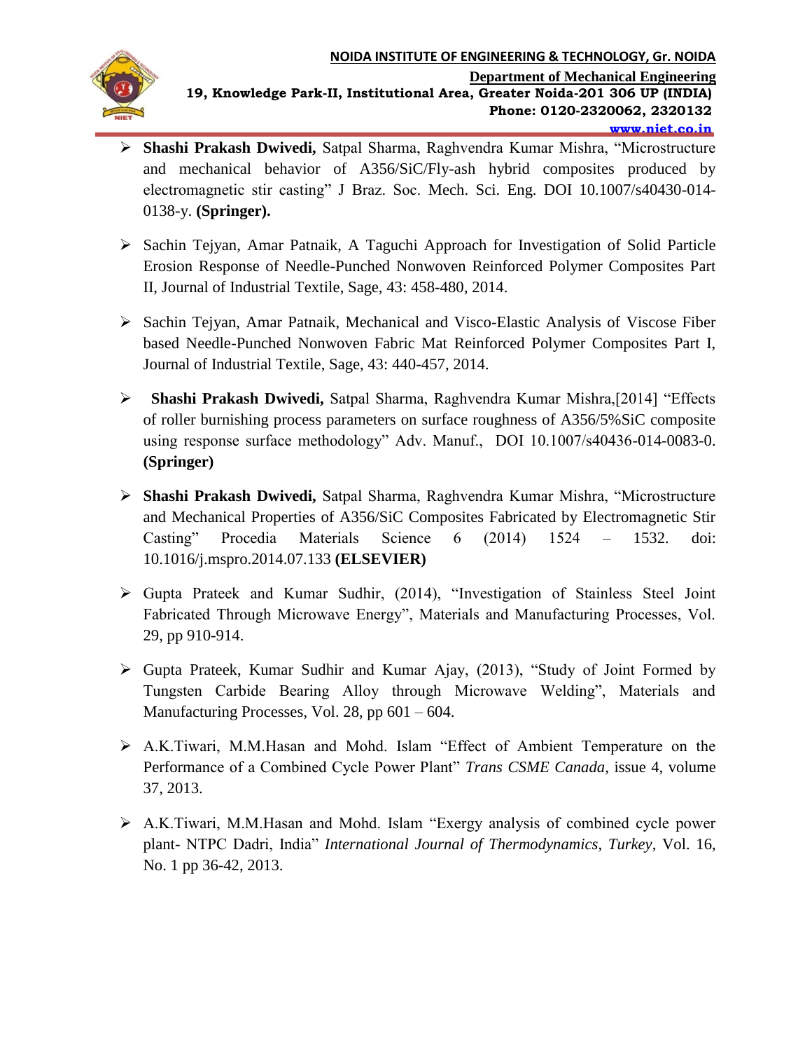- **Shashi Prakash Dwivedi,** Satpal Sharma, Raghvendra Kumar Mishra, "Microstructure and mechanical behavior of A356/SiC/Fly-ash hybrid composites produced by electromagnetic stir casting" J Braz. Soc. Mech. Sci. Eng. DOI 10.1007/s40430-014-0138-y. **(Springer).**

- Sachin Tejyan, Amar Patnaik, A Taguchi Approach for Investigation of Solid Particle Erosion Response of Needle-Punched Nonwoven Reinforced Polymer Composites Part II, Journal of Industrial Textile, Sage, 43: 458-480, 2014.

- Sachin Tejyan, Amar Patnaik, Mechanical and Visco-Elastic Analysis of Viscose Fiber based Needle-Punched Nonwoven Fabric Mat Reinforced Polymer Composites Part I, Journal of Industrial Textile, Sage, 43: 440-457, 2014.

- **Shashi Prakash Dwivedi,** Satpal Sharma, Raghvendra Kumar Mishra,[2014] "Effects of roller burnishing process parameters on surface roughness of A356/5%SiC composite using response surface methodology" Adv. Manuf., DOI 10.1007/s40436-014-0083-0. **(Springer)**

- **Shashi Prakash Dwivedi,** Satpal Sharma, Raghvendra Kumar Mishra, "Microstructure and Mechanical Properties of A356/SiC Composites Fabricated by Electromagnetic Stir Casting" Procedia Materials Science 6 (2014) 1524 – 1532. doi: 10.1016/j.mspro.2014.07.133 **(ELSEVIER)**

- Gupta Prateek and Kumar Sudhir, (2014), "Investigation of Stainless Steel Joint Fabricated Through Microwave Energy", Materials and Manufacturing Processes, Vol. 29, pp 910-914.

- Gupta Prateek, Kumar Sudhir and Kumar Ajay, (2013), "Study of Joint Formed by Tungsten Carbide Bearing Alloy through Microwave Welding", Materials and Manufacturing Processes, Vol. 28, pp 601 – 604.

- A.K.Tiwari, M.M.Hasan and Mohd. Islam "Effect of Ambient Temperature on the Performance of a Combined Cycle Power Plant" *Trans CSME Canada*, issue 4, volume 37, 2013.

- A.K.Tiwari, M.M.Hasan and Mohd. Islam "Exergy analysis of combined cycle power plant- NTPC Dadri, India" *International Journal of Thermodynamics*, *Turkey*, Vol. 16, No. 1 pp 36-42, 2013.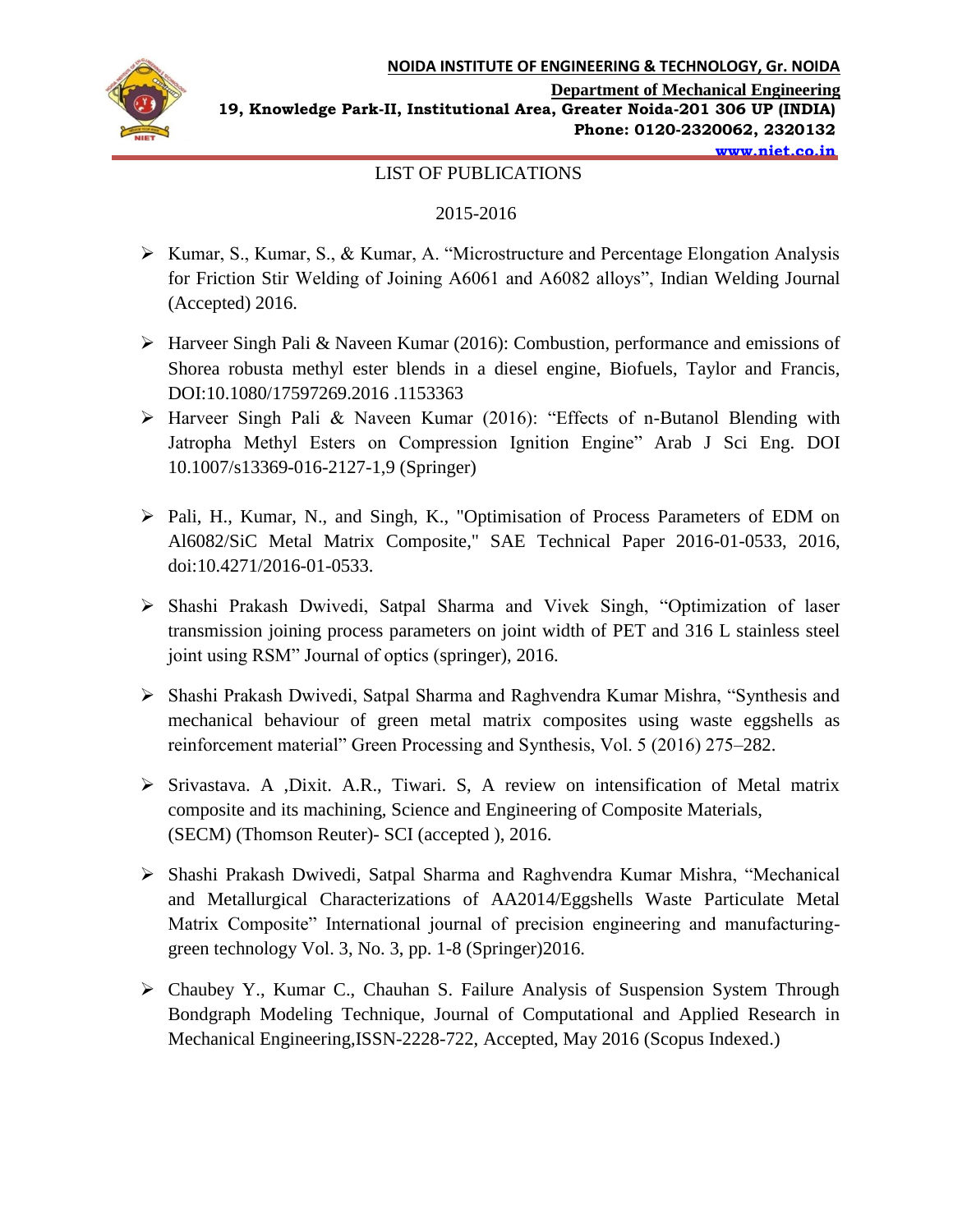LIST OF PUBLICATIONS

2015-2016

- Kumar, S., Kumar, S., & Kumar, A. "Microstructure and Percentage Elongation Analysis for Friction Stir Welding of Joining A6061 and A6082 alloys", Indian Welding Journal (Accepted) 2016.
- Harveer Singh Pali & Naveen Kumar (2016): Combustion, performance and emissions of Shorea robusta methyl ester blends in a diesel engine, Biofuels, Taylor and Francis, DOI:10.1080/17597269.2016 .1153363
- Harveer Singh Pali & Naveen Kumar (2016): "Effects of n-Butanol Blending with Jatropha Methyl Esters on Compression Ignition Engine" Arab J Sci Eng. DOI 10.1007/s13369-016-2127-1,9 (Springer)
- Pali, H., Kumar, N., and Singh, K., "Optimisation of Process Parameters of EDM on Al6082/SiC Metal Matrix Composite," SAE Technical Paper 2016-01-0533, 2016, doi:10.4271/2016-01-0533.
- Shashi Prakash Dwivedi, Satpal Sharma and Vivek Singh, "Optimization of laser transmission joining process parameters on joint width of PET and 316 L stainless steel joint using RSM" Journal of optics (springer), 2016.
- Shashi Prakash Dwivedi, Satpal Sharma and Raghvendra Kumar Mishra, "Synthesis and mechanical behaviour of green metal matrix composites using waste eggshells as reinforcement material" Green Processing and Synthesis, Vol. 5 (2016) 275–282.
- Srivastava. A ,Dixit. A.R., Tiwari. S, A review on intensification of Metal matrix composite and its machining, Science and Engineering of Composite Materials, (SECM) (Thomson Reuter)- SCI (accepted ), 2016.
- Shashi Prakash Dwivedi, Satpal Sharma and Raghvendra Kumar Mishra, "Mechanical and Metallurgical Characterizations of AA2014/Eggshells Waste Particulate Metal Matrix Composite" International journal of precision engineering and manufacturing-green technology Vol. 3, No. 3, pp. 1-8 (Springer)2016.
- Chaubey Y., Kumar C., Chauhan S. Failure Analysis of Suspension System Through Bondgraph Modeling Technique, Journal of Computational and Applied Research in Mechanical Engineering,ISSN-2228-722, Accepted, May 2016 (Scopus Indexed.)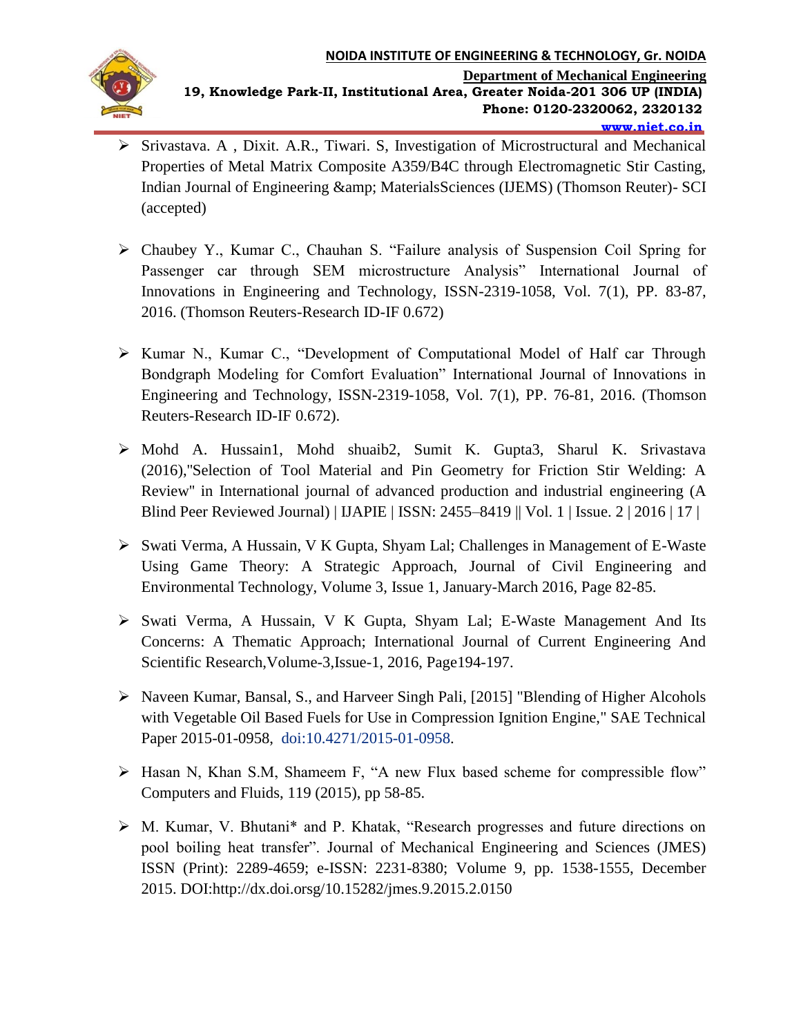- Srivastava. A , Dixit. A.R., Tiwari. S, Investigation of Microstructural and Mechanical Properties of Metal Matrix Composite A359/B4C through Electromagnetic Stir Casting, Indian Journal of Engineering &amp; MaterialsSciences (IJEMS) (Thomson Reuter)- SCI (accepted)

- Chaubey Y., Kumar C., Chauhan S. "Failure analysis of Suspension Coil Spring for Passenger car through SEM microstructure Analysis" International Journal of Innovations in Engineering and Technology, ISSN-2319-1058, Vol. 7(1), PP. 83-87, 2016. (Thomson Reuters-Research ID-IF 0.672)

- Kumar N., Kumar C., "Development of Computational Model of Half car Through Bondgraph Modeling for Comfort Evaluation" International Journal of Innovations in Engineering and Technology, ISSN-2319-1058, Vol. 7(1), PP. 76-81, 2016. (Thomson Reuters-Research ID-IF 0.672).

- Mohd A. Hussain1, Mohd shuaib2, Sumit K. Gupta3, Sharul K. Srivastava (2016),"Selection of Tool Material and Pin Geometry for Friction Stir Welding: A Review" in International journal of advanced production and industrial engineering (A Blind Peer Reviewed Journal) | IJAPIE | ISSN: 2455–8419 || Vol. 1 | Issue. 2 | 2016 | 17 |

- Swati Verma, A Hussain, V K Gupta, Shyam Lal; Challenges in Management of E-Waste Using Game Theory: A Strategic Approach, Journal of Civil Engineering and Environmental Technology, Volume 3, Issue 1, January-March 2016, Page 82-85.

- Swati Verma, A Hussain, V K Gupta, Shyam Lal; E-Waste Management And Its Concerns: A Thematic Approach; International Journal of Current Engineering And Scientific Research,Volume-3,Issue-1, 2016, Page194-197.

- Naveen Kumar, Bansal, S., and Harveer Singh Pali, [2015] "Blending of Higher Alcohols with Vegetable Oil Based Fuels for Use in Compression Ignition Engine," SAE Technical Paper 2015-01-0958, doi:10.4271/2015-01-0958.

- Hasan N, Khan S.M, Shameem F, "A new Flux based scheme for compressible flow" Computers and Fluids, 119 (2015), pp 58-85.

- M. Kumar, V. Bhutani* and P. Khatak, "Research progresses and future directions on pool boiling heat transfer". Journal of Mechanical Engineering and Sciences (JMES) ISSN (Print): 2289-4659; e-ISSN: 2231-8380; Volume 9, pp. 1538-1555, December 2015. DOI:http://dx.doi.orsg/10.15282/jmes.9.2015.2.0150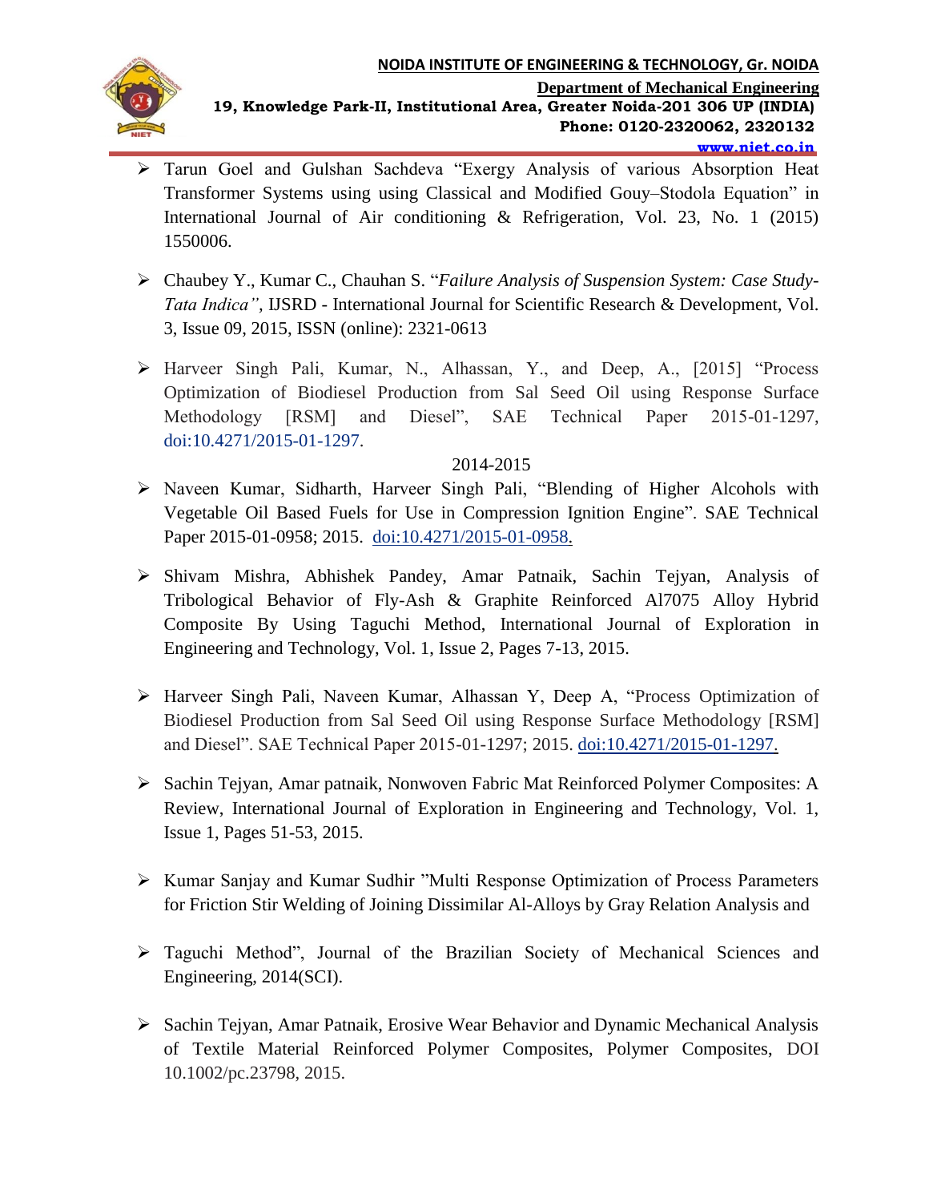- Tarun Goel and Gulshan Sachdeva “Exergy Analysis of various Absorption Heat Transformer Systems using using Classical and Modified Gouy–Stodola Equation” in International Journal of Air conditioning & Refrigeration, Vol. 23, No. 1 (2015) 1550006.

- Chaubey Y., Kumar C., Chauhan S. “*Failure Analysis of Suspension System: Case Study-Tata Indica”*, IJSRD - International Journal for Scientific Research & Development, Vol. 3, Issue 09, 2015, ISSN (online): 2321-0613

- Harveer Singh Pali, Kumar, N., Alhassan, Y., and Deep, A., [2015] “Process Optimization of Biodiesel Production from Sal Seed Oil using Response Surface Methodology [RSM] and Diesel”, SAE Technical Paper 2015-01-1297, doi:10.4271/2015-01-1297.

2014-2015

- Naveen Kumar, Sidharth, Harveer Singh Pali, “Blending of Higher Alcohols with Vegetable Oil Based Fuels for Use in Compression Ignition Engine”. SAE Technical Paper 2015-01-0958; 2015. doi:10.4271/2015-01-0958.

- Shivam Mishra, Abhishek Pandey, Amar Patnaik, Sachin Tejyan, Analysis of Tribological Behavior of Fly-Ash & Graphite Reinforced Al7075 Alloy Hybrid Composite By Using Taguchi Method, International Journal of Exploration in Engineering and Technology, Vol. 1, Issue 2, Pages 7-13, 2015.

- Harveer Singh Pali, Naveen Kumar, Alhassan Y, Deep A, “Process Optimization of Biodiesel Production from Sal Seed Oil using Response Surface Methodology [RSM] and Diesel”. SAE Technical Paper 2015-01-1297; 2015. doi:10.4271/2015-01-1297.

- Sachin Tejyan, Amar patnaik, Nonwoven Fabric Mat Reinforced Polymer Composites: A Review, International Journal of Exploration in Engineering and Technology, Vol. 1, Issue 1, Pages 51-53, 2015.

- Kumar Sanjay and Kumar Sudhir ”Multi Response Optimization of Process Parameters for Friction Stir Welding of Joining Dissimilar Al-Alloys by Gray Relation Analysis and

- Taguchi Method”, Journal of the Brazilian Society of Mechanical Sciences and Engineering, 2014(SCI).

- Sachin Tejyan, Amar Patnaik, Erosive Wear Behavior and Dynamic Mechanical Analysis of Textile Material Reinforced Polymer Composites, Polymer Composites, DOI 10.1002/pc.23798, 2015.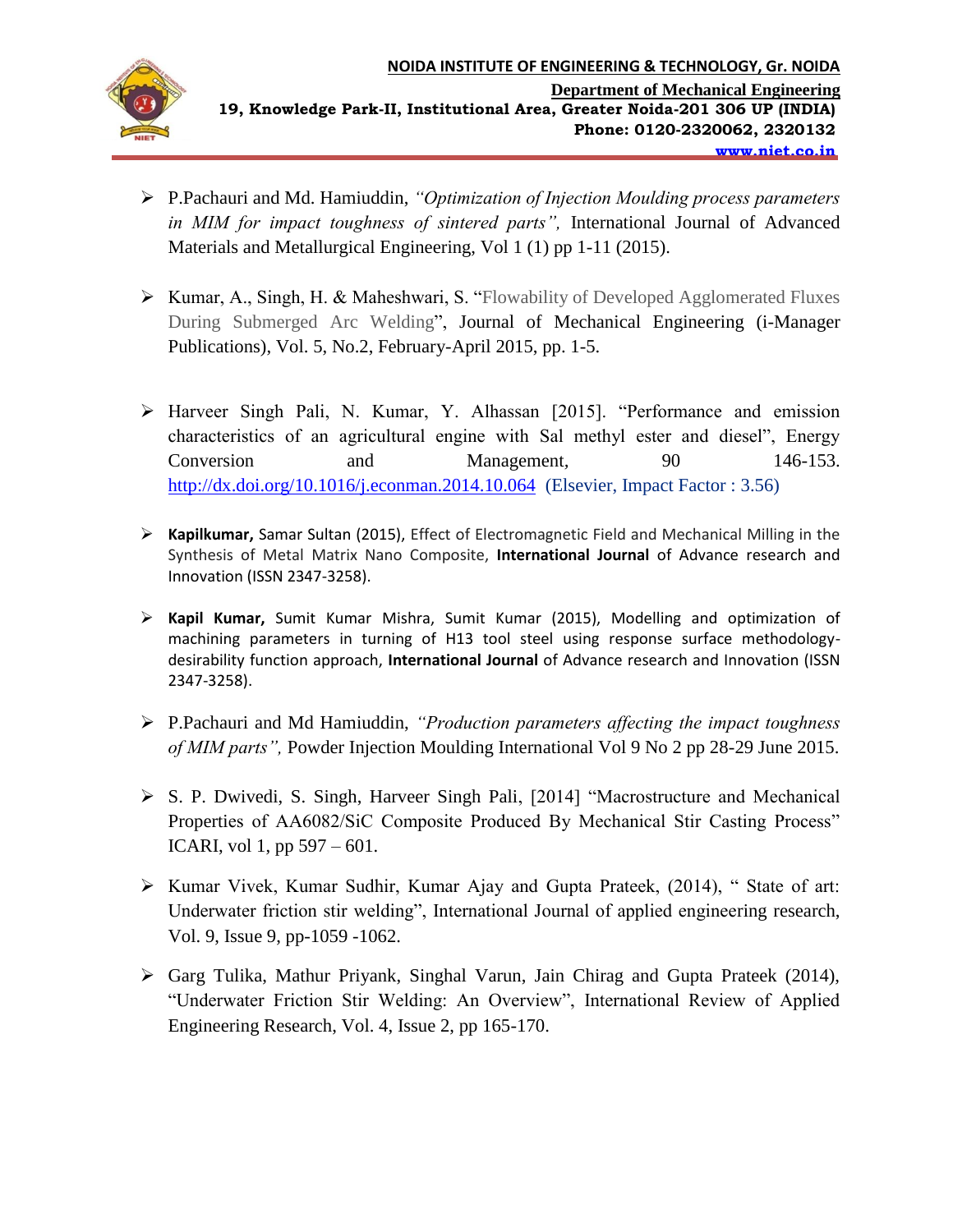- P.Pachauri and Md. Hamiuddin, *"Optimization of Injection Moulding process parameters in MIM for impact toughness of sintered parts"*, International Journal of Advanced Materials and Metallurgical Engineering, Vol 1 (1) pp 1-11 (2015).

- Kumar, A., Singh, H. & Maheshwari, S. "Flowability of Developed Agglomerated Fluxes During Submerged Arc Welding", Journal of Mechanical Engineering (i-Manager Publications), Vol. 5, No.2, February-April 2015, pp. 1-5.

- Harveer Singh Pali, N. Kumar, Y. Alhassan [2015]. "Performance and emission characteristics of an agricultural engine with Sal methyl ester and diesel", Energy Conversion and Management, 90 146-153. http://dx.doi.org/10.1016/j.econman.2014.10.064 (Elsevier, Impact Factor : 3.56)

- **Kapilkumar,** Samar Sultan (2015), Effect of Electromagnetic Field and Mechanical Milling in the Synthesis of Metal Matrix Nano Composite, **International Journal** of Advance research and Innovation (ISSN 2347-3258).

- **Kapil Kumar,** Sumit Kumar Mishra, Sumit Kumar (2015), Modelling and optimization of machining parameters in turning of H13 tool steel using response surface methodology-desirability function approach, **International Journal** of Advance research and Innovation (ISSN 2347-3258).

- P.Pachauri and Md Hamiuddin, *"Production parameters affecting the impact toughness of MIM parts"*, Powder Injection Moulding International Vol 9 No 2 pp 28-29 June 2015.

- S. P. Dwivedi, S. Singh, Harveer Singh Pali, [2014] "Macrostructure and Mechanical Properties of AA6082/SiC Composite Produced By Mechanical Stir Casting Process" ICARI, vol 1, pp 597 – 601.

- Kumar Vivek, Kumar Sudhir, Kumar Ajay and Gupta Prateek, (2014), " State of art: Underwater friction stir welding", International Journal of applied engineering research, Vol. 9, Issue 9, pp-1059 -1062.

- Garg Tulika, Mathur Priyank, Singhal Varun, Jain Chirag and Gupta Prateek (2014), "Underwater Friction Stir Welding: An Overview", International Review of Applied Engineering Research, Vol. 4, Issue 2, pp 165-170.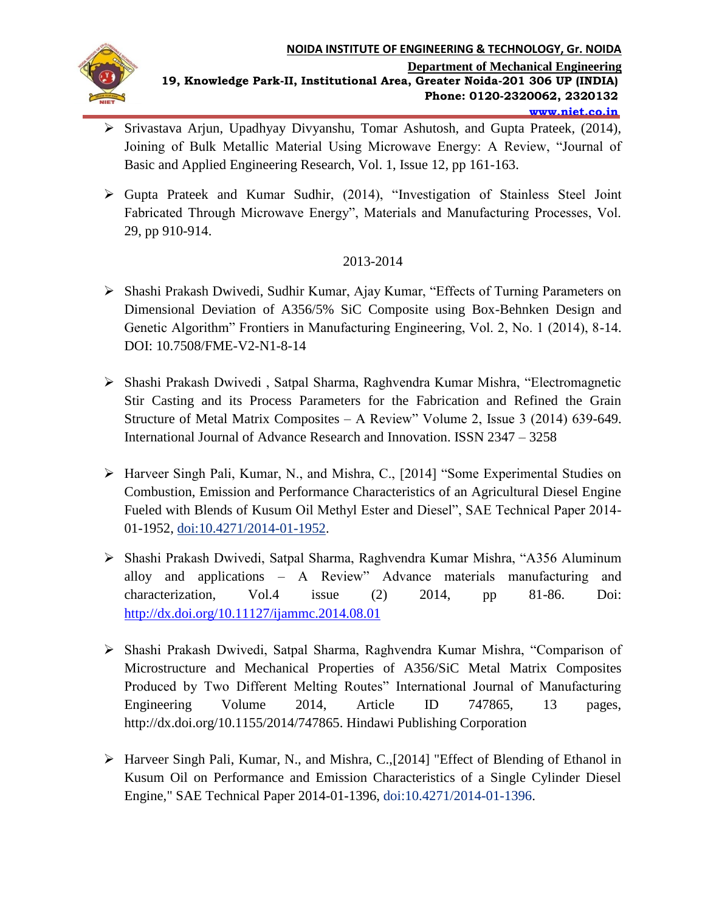- Srivastava Arjun, Upadhyay Divyanshu, Tomar Ashutosh, and Gupta Prateek, (2014), Joining of Bulk Metallic Material Using Microwave Energy: A Review, "Journal of Basic and Applied Engineering Research, Vol. 1, Issue 12, pp 161-163.

- Gupta Prateek and Kumar Sudhir, (2014), "Investigation of Stainless Steel Joint Fabricated Through Microwave Energy", Materials and Manufacturing Processes, Vol. 29, pp 910-914.

2013-2014

- Shashi Prakash Dwivedi, Sudhir Kumar, Ajay Kumar, "Effects of Turning Parameters on Dimensional Deviation of A356/5% SiC Composite using Box-Behnken Design and Genetic Algorithm" Frontiers in Manufacturing Engineering, Vol. 2, No. 1 (2014), 8-14. DOI: 10.7508/FME-V2-N1-8-14

- Shashi Prakash Dwivedi , Satpal Sharma, Raghvendra Kumar Mishra, "Electromagnetic Stir Casting and its Process Parameters for the Fabrication and Refined the Grain Structure of Metal Matrix Composites – A Review" Volume 2, Issue 3 (2014) 639-649. International Journal of Advance Research and Innovation. ISSN 2347 – 3258

- Harveer Singh Pali, Kumar, N., and Mishra, C., [2014] "Some Experimental Studies on Combustion, Emission and Performance Characteristics of an Agricultural Diesel Engine Fueled with Blends of Kusum Oil Methyl Ester and Diesel", SAE Technical Paper 2014-01-1952, doi:10.4271/2014-01-1952.

- Shashi Prakash Dwivedi, Satpal Sharma, Raghvendra Kumar Mishra, "A356 Aluminum alloy and applications – A Review" Advance materials manufacturing and characterization, Vol.4 issue (2) 2014, pp 81-86. Doi: http://dx.doi.org/10.11127/ijammc.2014.08.01

- Shashi Prakash Dwivedi, Satpal Sharma, Raghvendra Kumar Mishra, "Comparison of Microstructure and Mechanical Properties of A356/SiC Metal Matrix Composites Produced by Two Different Melting Routes" International Journal of Manufacturing Engineering Volume 2014, Article ID 747865, 13 pages, http://dx.doi.org/10.1155/2014/747865. Hindawi Publishing Corporation

- Harveer Singh Pali, Kumar, N., and Mishra, C.,[2014] "Effect of Blending of Ethanol in Kusum Oil on Performance and Emission Characteristics of a Single Cylinder Diesel Engine," SAE Technical Paper 2014-01-1396, doi:10.4271/2014-01-1396.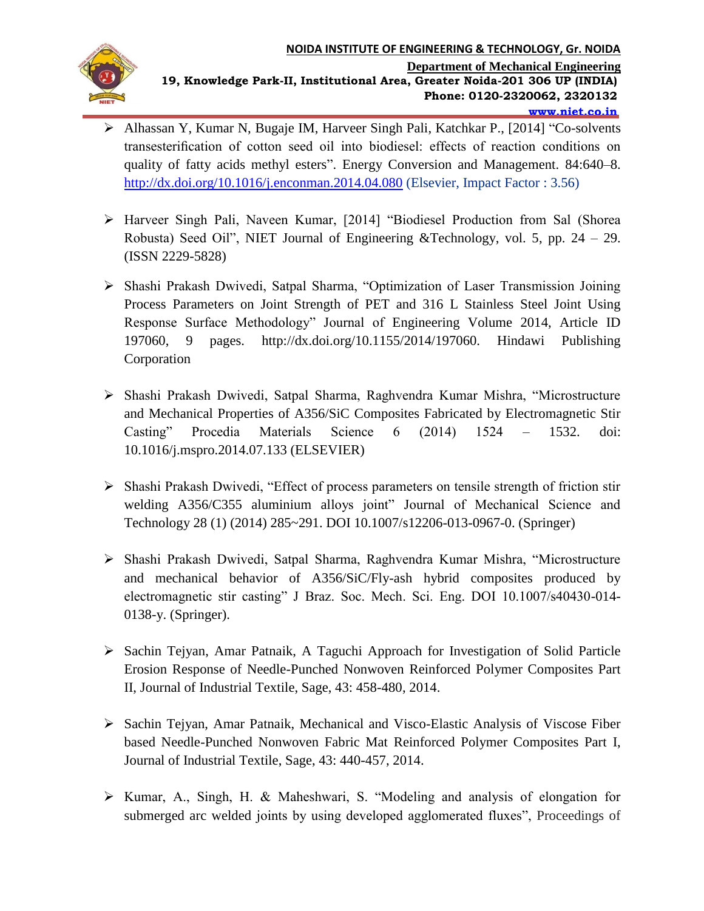- Alhassan Y, Kumar N, Bugaje IM, Harveer Singh Pali, Katchkar P., [2014] "Co-solvents transesterification of cotton seed oil into biodiesel: effects of reaction conditions on quality of fatty acids methyl esters". Energy Conversion and Management. 84:640–8. http://dx.doi.org/10.1016/j.enconman.2014.04.080 (Elsevier, Impact Factor : 3.56)

- Harveer Singh Pali, Naveen Kumar, [2014] "Biodiesel Production from Sal (Shorea Robusta) Seed Oil", NIET Journal of Engineering &Technology, vol. 5, pp. 24 – 29. (ISSN 2229-5828)

- Shashi Prakash Dwivedi, Satpal Sharma, "Optimization of Laser Transmission Joining Process Parameters on Joint Strength of PET and 316 L Stainless Steel Joint Using Response Surface Methodology" Journal of Engineering Volume 2014, Article ID 197060, 9 pages. http://dx.doi.org/10.1155/2014/197060. Hindawi Publishing Corporation

- Shashi Prakash Dwivedi, Satpal Sharma, Raghvendra Kumar Mishra, "Microstructure and Mechanical Properties of A356/SiC Composites Fabricated by Electromagnetic Stir Casting" Procedia Materials Science 6 (2014) 1524 – 1532. doi: 10.1016/j.mspro.2014.07.133 (ELSEVIER)

- Shashi Prakash Dwivedi, "Effect of process parameters on tensile strength of friction stir welding A356/C355 aluminium alloys joint" Journal of Mechanical Science and Technology 28 (1) (2014) 285~291. DOI 10.1007/s12206-013-0967-0. (Springer)

- Shashi Prakash Dwivedi, Satpal Sharma, Raghvendra Kumar Mishra, "Microstructure and mechanical behavior of A356/SiC/Fly-ash hybrid composites produced by electromagnetic stir casting" J Braz. Soc. Mech. Sci. Eng. DOI 10.1007/s40430-014-0138-y. (Springer).

- Sachin Tejyan, Amar Patnaik, A Taguchi Approach for Investigation of Solid Particle Erosion Response of Needle-Punched Nonwoven Reinforced Polymer Composites Part II, Journal of Industrial Textile, Sage, 43: 458-480, 2014.

- Sachin Tejyan, Amar Patnaik, Mechanical and Visco-Elastic Analysis of Viscose Fiber based Needle-Punched Nonwoven Fabric Mat Reinforced Polymer Composites Part I, Journal of Industrial Textile, Sage, 43: 440-457, 2014.

- Kumar, A., Singh, H. & Maheshwari, S. "Modeling and analysis of elongation for submerged arc welded joints by using developed agglomerated fluxes", Proceedings of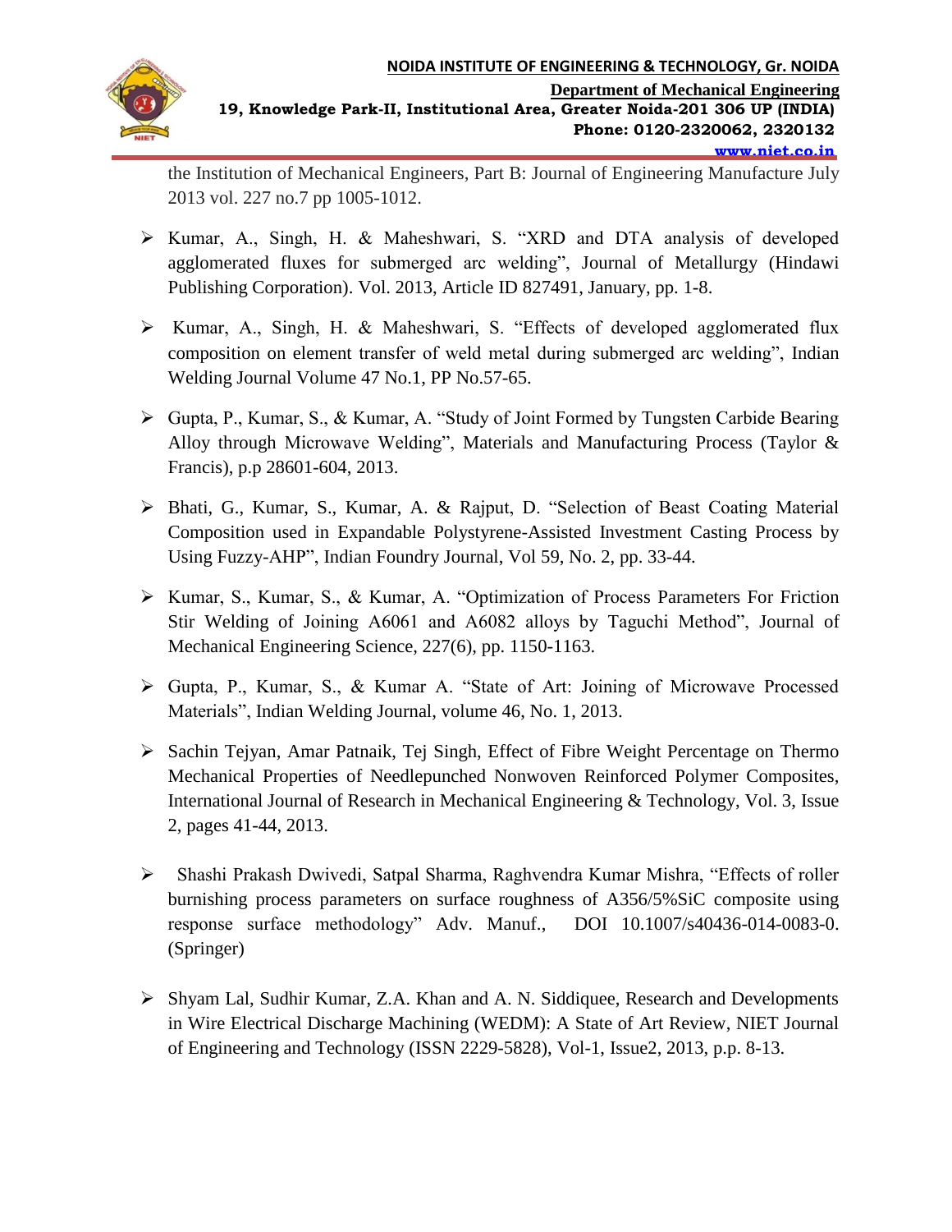the Institution of Mechanical Engineers, Part B: Journal of Engineering Manufacture July 2013 vol. 227 no.7 pp 1005-1012.

- Kumar, A., Singh, H. & Maheshwari, S. "XRD and DTA analysis of developed agglomerated fluxes for submerged arc welding", Journal of Metallurgy (Hindawi Publishing Corporation). Vol. 2013, Article ID 827491, January, pp. 1-8.
- Kumar, A., Singh, H. & Maheshwari, S. "Effects of developed agglomerated flux composition on element transfer of weld metal during submerged arc welding", Indian Welding Journal Volume 47 No.1, PP No.57-65.
- Gupta, P., Kumar, S., & Kumar, A. "Study of Joint Formed by Tungsten Carbide Bearing Alloy through Microwave Welding", Materials and Manufacturing Process (Taylor & Francis), p.p 28601-604, 2013.
- Bhati, G., Kumar, S., Kumar, A. & Rajput, D. "Selection of Beast Coating Material Composition used in Expandable Polystyrene-Assisted Investment Casting Process by Using Fuzzy-AHP", Indian Foundry Journal, Vol 59, No. 2, pp. 33-44.
- Kumar, S., Kumar, S., & Kumar, A. "Optimization of Process Parameters For Friction Stir Welding of Joining A6061 and A6082 alloys by Taguchi Method", Journal of Mechanical Engineering Science, 227(6), pp. 1150-1163.
- Gupta, P., Kumar, S., & Kumar A. "State of Art: Joining of Microwave Processed Materials", Indian Welding Journal, volume 46, No. 1, 2013.
- Sachin Tejyan, Amar Patnaik, Tej Singh, Effect of Fibre Weight Percentage on Thermo Mechanical Properties of Needlepunched Nonwoven Reinforced Polymer Composites, International Journal of Research in Mechanical Engineering & Technology, Vol. 3, Issue 2, pages 41-44, 2013.
- Shashi Prakash Dwivedi, Satpal Sharma, Raghvendra Kumar Mishra, "Effects of roller burnishing process parameters on surface roughness of A356/5%SiC composite using response surface methodology" Adv. Manuf., DOI 10.1007/s40436-014-0083-0. (Springer)
- Shyam Lal, Sudhir Kumar, Z.A. Khan and A. N. Siddiquee, Research and Developments in Wire Electrical Discharge Machining (WEDM): A State of Art Review, NIET Journal of Engineering and Technology (ISSN 2229-5828), Vol-1, Issue2, 2013, p.p. 8-13.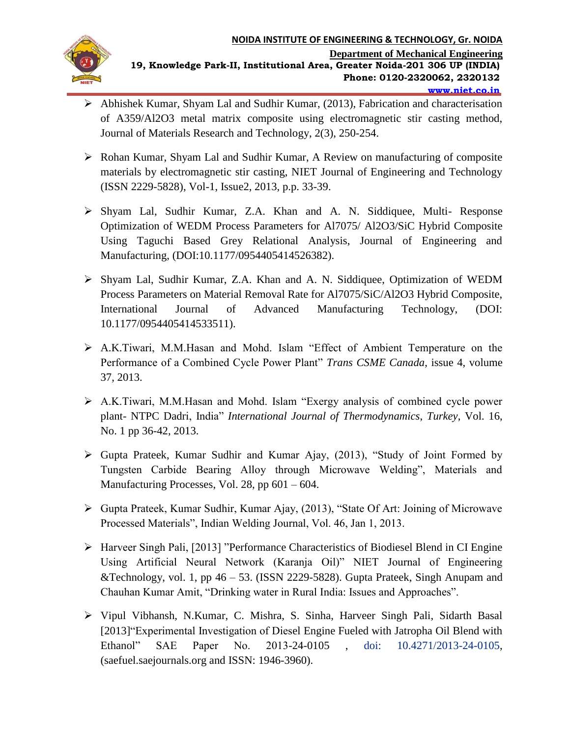- Abhishek Kumar, Shyam Lal and Sudhir Kumar, (2013), Fabrication and characterisation of A359/Al2O3 metal matrix composite using electromagnetic stir casting method, Journal of Materials Research and Technology, 2(3), 250-254.

- Rohan Kumar, Shyam Lal and Sudhir Kumar, A Review on manufacturing of composite materials by electromagnetic stir casting, NIET Journal of Engineering and Technology (ISSN 2229-5828), Vol-1, Issue2, 2013, p.p. 33-39.

- Shyam Lal, Sudhir Kumar, Z.A. Khan and A. N. Siddiquee, Multi- Response Optimization of WEDM Process Parameters for Al7075/ Al2O3/SiC Hybrid Composite Using Taguchi Based Grey Relational Analysis, Journal of Engineering and Manufacturing, (DOI:10.1177/0954405414526382).

- Shyam Lal, Sudhir Kumar, Z.A. Khan and A. N. Siddiquee, Optimization of WEDM Process Parameters on Material Removal Rate for Al7075/SiC/Al2O3 Hybrid Composite, International Journal of Advanced Manufacturing Technology, (DOI: 10.1177/0954405414533511).

- A.K.Tiwari, M.M.Hasan and Mohd. Islam "Effect of Ambient Temperature on the Performance of a Combined Cycle Power Plant" *Trans CSME Canada*, issue 4, volume 37, 2013.

- A.K.Tiwari, M.M.Hasan and Mohd. Islam "Exergy analysis of combined cycle power plant- NTPC Dadri, India" *International Journal of Thermodynamics*, *Turkey*, Vol. 16, No. 1 pp 36-42, 2013.

- Gupta Prateek, Kumar Sudhir and Kumar Ajay, (2013), "Study of Joint Formed by Tungsten Carbide Bearing Alloy through Microwave Welding", Materials and Manufacturing Processes, Vol. 28, pp 601 – 604.

- Gupta Prateek, Kumar Sudhir, Kumar Ajay, (2013), "State Of Art: Joining of Microwave Processed Materials", Indian Welding Journal, Vol. 46, Jan 1, 2013.

- Harveer Singh Pali, [2013] "Performance Characteristics of Biodiesel Blend in CI Engine Using Artificial Neural Network (Karanja Oil)" NIET Journal of Engineering &Technology, vol. 1, pp 46 – 53. (ISSN 2229-5828). Gupta Prateek, Singh Anupam and Chauhan Kumar Amit, "Drinking water in Rural India: Issues and Approaches".

- Vipul Vibhansh, N.Kumar, C. Mishra, S. Sinha, Harveer Singh Pali, Sidarth Basal [2013]"Experimental Investigation of Diesel Engine Fueled with Jatropha Oil Blend with Ethanol" SAE Paper No. 2013-24-0105 , doi: 10.4271/2013-24-0105, (saefuel.saejournals.org and ISSN: 1946-3960).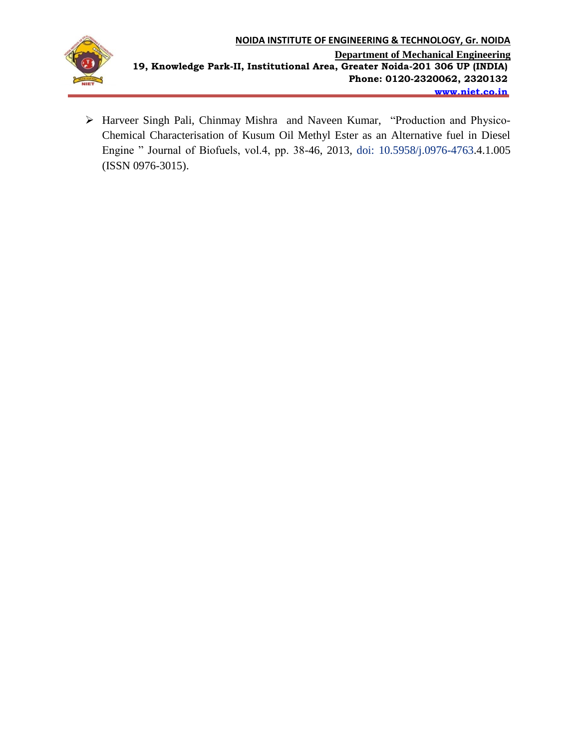- Harveer Singh Pali, Chinmay Mishra and Naveen Kumar, "Production and Physico-Chemical Characterisation of Kusum Oil Methyl Ester as an Alternative fuel in Diesel Engine " Journal of Biofuels, vol.4, pp. 38-46, 2013, doi: 10.5958/j.0976-4763.4.1.005 (ISSN 0976-3015).